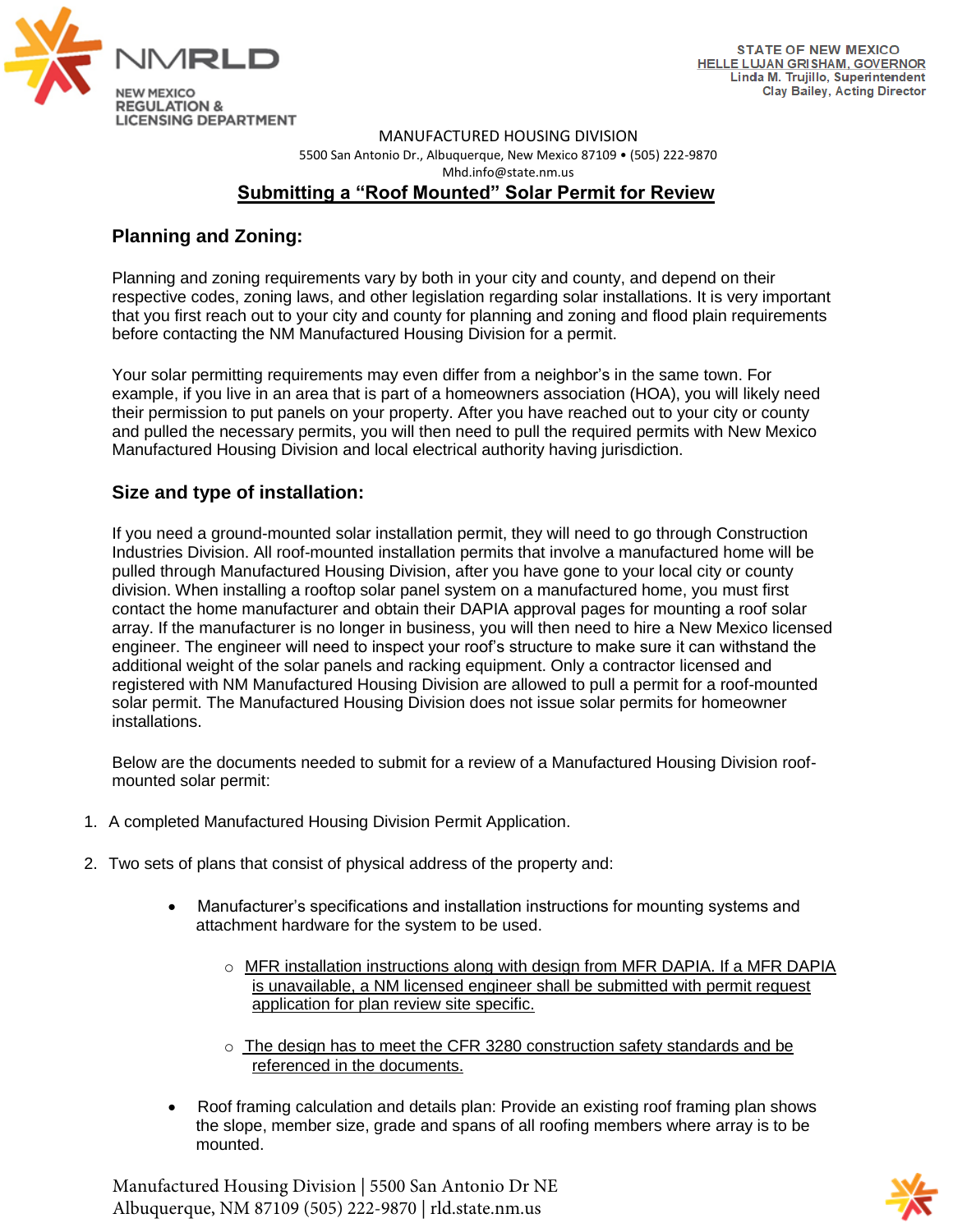NMRLD
NEW MEXICO REGULATION & LICENSING DEPARTMENT

STATE OF NEW MEXICO
HELLE LUJAN GRISHAM, GOVERNOR
Linda M. Trujillo, Superintendent
Clay Bailey, Acting Director

MANUFACTURED HOUSING DIVISION
5500 San Antonio Dr., Albuquerque, New Mexico 87109 • (505) 222-9870
Mhd.info@state.nm.us

# Submitting a "Roof Mounted" Solar Permit for Review

## Planning and Zoning:

Planning and zoning requirements vary by both in your city and county, and depend on their respective codes, zoning laws, and other legislation regarding solar installations. It is very important that you first reach out to your city and county for planning and zoning and flood plain requirements before contacting the NM Manufactured Housing Division for a permit.

Your solar permitting requirements may even differ from a neighbor's in the same town. For example, if you live in an area that is part of a homeowners association (HOA), you will likely need their permission to put panels on your property. After you have reached out to your city or county and pulled the necessary permits, you will then need to pull the required permits with New Mexico Manufactured Housing Division and local electrical authority having jurisdiction.

## Size and type of installation:

If you need a ground-mounted solar installation permit, they will need to go through Construction Industries Division. All roof-mounted installation permits that involve a manufactured home will be pulled through Manufactured Housing Division, after you have gone to your local city or county division. When installing a rooftop solar panel system on a manufactured home, you must first contact the home manufacturer and obtain their DAPIA approval pages for mounting a roof solar array. If the manufacturer is no longer in business, you will then need to hire a New Mexico licensed engineer. The engineer will need to inspect your roof's structure to make sure it can withstand the additional weight of the solar panels and racking equipment. Only a contractor licensed and registered with NM Manufactured Housing Division are allowed to pull a permit for a roof-mounted solar permit. The Manufactured Housing Division does not issue solar permits for homeowner installations.

Below are the documents needed to submit for a review of a Manufactured Housing Division roof-mounted solar permit:

1. A completed Manufactured Housing Division Permit Application.

2. Two sets of plans that consist of physical address of the property and:

   - Manufacturer's specifications and installation instructions for mounting systems and attachment hardware for the system to be used.

     - <u>MFR installation instructions along with design from MFR DAPIA. If a MFR DAPIA is unavailable, a NM licensed engineer shall be submitted with permit request application for plan review site specific.</u>

     - <u>The design has to meet the CFR 3280 construction safety standards and be referenced in the documents.</u>

   - Roof framing calculation and details plan: Provide an existing roof framing plan shows the slope, member size, grade and spans of all roofing members where array is to be mounted.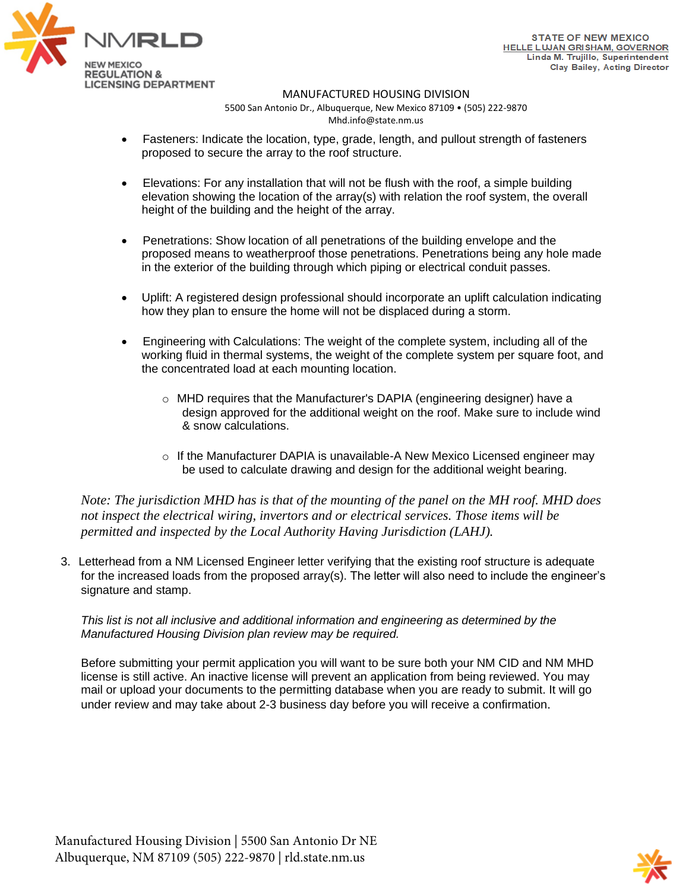- Fasteners: Indicate the location, type, grade, length, and pullout strength of fasteners proposed to secure the array to the roof structure.

- Elevations: For any installation that will not be flush with the roof, a simple building elevation showing the location of the array(s) with relation the roof system, the overall height of the building and the height of the array.

- Penetrations: Show location of all penetrations of the building envelope and the proposed means to weatherproof those penetrations. Penetrations being any hole made in the exterior of the building through which piping or electrical conduit passes.

- Uplift: A registered design professional should incorporate an uplift calculation indicating how they plan to ensure the home will not be displaced during a storm.

- Engineering with Calculations: The weight of the complete system, including all of the working fluid in thermal systems, the weight of the complete system per square foot, and the concentrated load at each mounting location.

  - MHD requires that the Manufacturer's DAPIA (engineering designer) have a design approved for the additional weight on the roof. Make sure to include wind & snow calculations.

  - If the Manufacturer DAPIA is unavailable-A New Mexico Licensed engineer may be used to calculate drawing and design for the additional weight bearing.

*Note: The jurisdiction MHD has is that of the mounting of the panel on the MH roof. MHD does not inspect the electrical wiring, invertors and or electrical services. Those items will be permitted and inspected by the Local Authority Having Jurisdiction (LAHJ).*

3. Letterhead from a NM Licensed Engineer letter verifying that the existing roof structure is adequate for the increased loads from the proposed array(s). The letter will also need to include the engineer's signature and stamp.

*This list is not all inclusive and additional information and engineering as determined by the Manufactured Housing Division plan review may be required.*

Before submitting your permit application you will want to be sure both your NM CID and NM MHD license is still active. An inactive license will prevent an application from being reviewed. You may mail or upload your documents to the permitting database when you are ready to submit. It will go under review and may take about 2-3 business day before you will receive a confirmation.